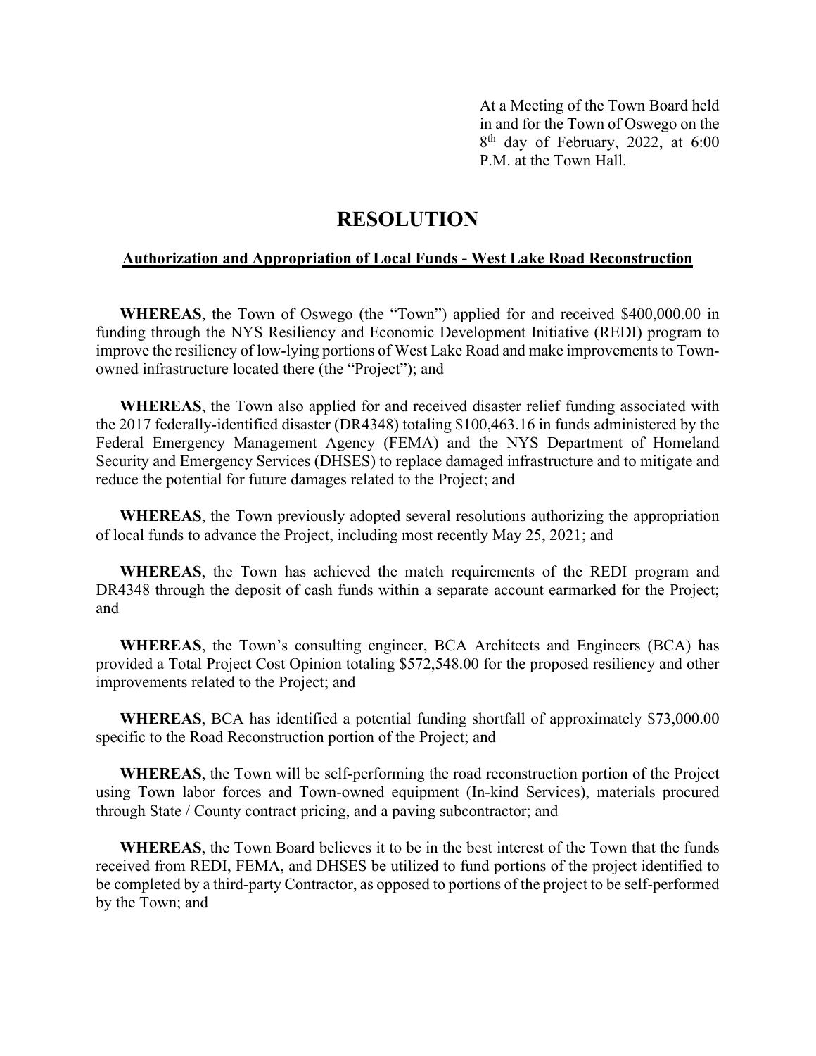At a Meeting of the Town Board held in and for the Town of Oswego on the 8th day of February, 2022, at 6:00 P.M. at the Town Hall.

# RESOLUTION

## Authorization and Appropriation of Local Funds - West Lake Road Reconstruction

**WHEREAS**, the Town of Oswego (the "Town") applied for and received $400,000.00 in funding through the NYS Resiliency and Economic Development Initiative (REDI) program to improve the resiliency of low-lying portions of West Lake Road and make improvements to Town-owned infrastructure located there (the "Project"); and

**WHEREAS**, the Town also applied for and received disaster relief funding associated with the 2017 federally-identified disaster (DR4348) totaling $100,463.16 in funds administered by the Federal Emergency Management Agency (FEMA) and the NYS Department of Homeland Security and Emergency Services (DHSES) to replace damaged infrastructure and to mitigate and reduce the potential for future damages related to the Project; and

**WHEREAS**, the Town previously adopted several resolutions authorizing the appropriation of local funds to advance the Project, including most recently May 25, 2021; and

**WHEREAS**, the Town has achieved the match requirements of the REDI program and DR4348 through the deposit of cash funds within a separate account earmarked for the Project; and

**WHEREAS**, the Town's consulting engineer, BCA Architects and Engineers (BCA) has provided a Total Project Cost Opinion totaling $572,548.00 for the proposed resiliency and other improvements related to the Project; and

**WHEREAS**, BCA has identified a potential funding shortfall of approximately $73,000.00 specific to the Road Reconstruction portion of the Project; and

**WHEREAS**, the Town will be self-performing the road reconstruction portion of the Project using Town labor forces and Town-owned equipment (In-kind Services), materials procured through State / County contract pricing, and a paving subcontractor; and

**WHEREAS**, the Town Board believes it to be in the best interest of the Town that the funds received from REDI, FEMA, and DHSES be utilized to fund portions of the project identified to be completed by a third-party Contractor, as opposed to portions of the project to be self-performed by the Town; and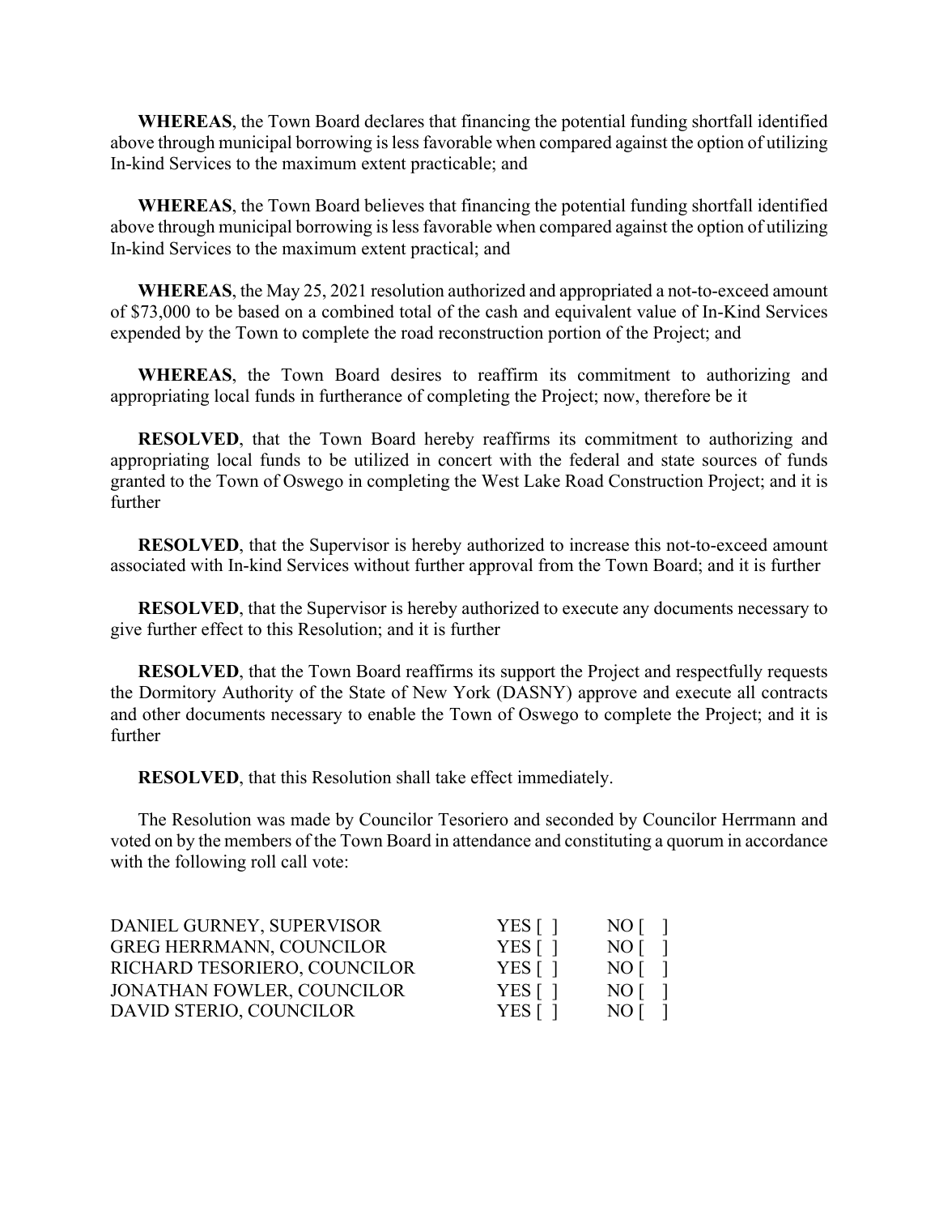**WHEREAS**, the Town Board declares that financing the potential funding shortfall identified above through municipal borrowing is less favorable when compared against the option of utilizing In-kind Services to the maximum extent practicable; and

**WHEREAS**, the Town Board believes that financing the potential funding shortfall identified above through municipal borrowing is less favorable when compared against the option of utilizing In-kind Services to the maximum extent practical; and

**WHEREAS**, the May 25, 2021 resolution authorized and appropriated a not-to-exceed amount of $73,000 to be based on a combined total of the cash and equivalent value of In-Kind Services expended by the Town to complete the road reconstruction portion of the Project; and

**WHEREAS**, the Town Board desires to reaffirm its commitment to authorizing and appropriating local funds in furtherance of completing the Project; now, therefore be it

**RESOLVED**, that the Town Board hereby reaffirms its commitment to authorizing and appropriating local funds to be utilized in concert with the federal and state sources of funds granted to the Town of Oswego in completing the West Lake Road Construction Project; and it is further

**RESOLVED**, that the Supervisor is hereby authorized to increase this not-to-exceed amount associated with In-kind Services without further approval from the Town Board; and it is further

**RESOLVED**, that the Supervisor is hereby authorized to execute any documents necessary to give further effect to this Resolution; and it is further

**RESOLVED**, that the Town Board reaffirms its support the Project and respectfully requests the Dormitory Authority of the State of New York (DASNY) approve and execute all contracts and other documents necessary to enable the Town of Oswego to complete the Project; and it is further

**RESOLVED**, that this Resolution shall take effect immediately.

The Resolution was made by Councilor Tesoriero and seconded by Councilor Herrmann and voted on by the members of the Town Board in attendance and constituting a quorum in accordance with the following roll call vote:

| | | |
|---|---|---|
| DANIEL GURNEY, SUPERVISOR | YES [ ] | NO [ ] |
| GREG HERRMANN, COUNCILOR | YES [ ] | NO [ ] |
| RICHARD TESORIERO, COUNCILOR | YES [ ] | NO [ ] |
| JONATHAN FOWLER, COUNCILOR | YES [ ] | NO [ ] |
| DAVID STERIO, COUNCILOR | YES [ ] | NO [ ] |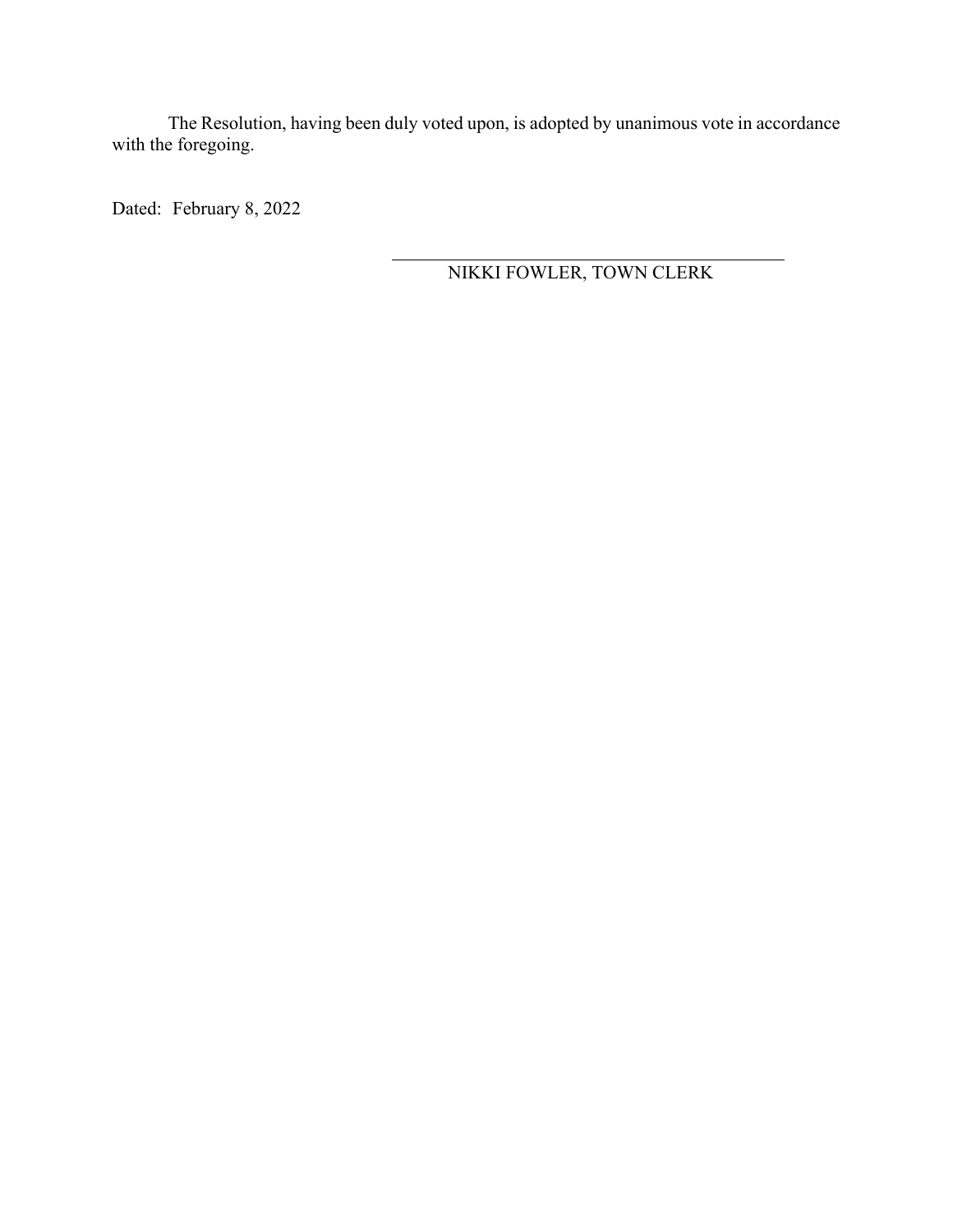The Resolution, having been duly voted upon, is adopted by unanimous vote in accordance with the foregoing.

Dated: February 8, 2022

\_\_\_\_\_\_\_\_\_\_\_\_\_\_\_\_\_\_\_\_\_\_\_\_\_\_\_\_\_\_\_\_\_\_\_\_\_\_\_\_

NIKKI FOWLER, TOWN CLERK